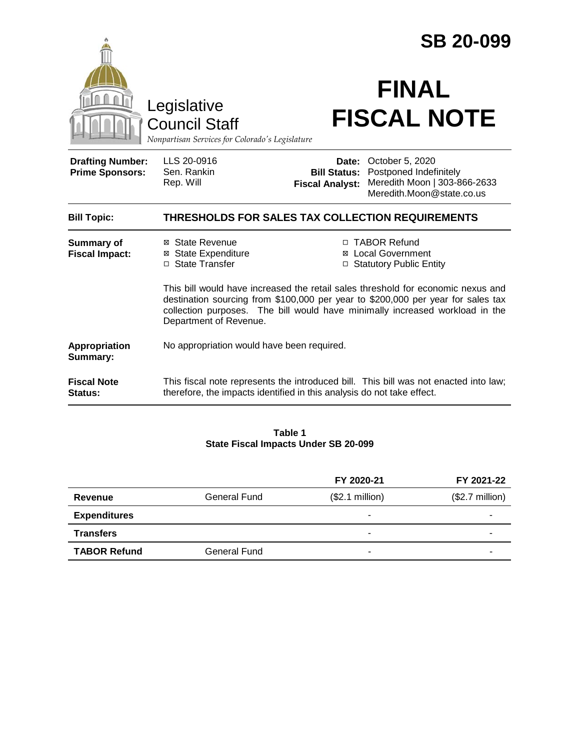# SB 20-099

Legislative Council Staff

*Nonpartisan Services for Colorado's Legislature*

# FINAL FISCAL NOTE

| | | | |
|---|---|---|---|
| **Drafting Number:** | LLS 20-0916 | **Date:** | October 5, 2020 |
| **Prime Sponsors:** | Sen. Rankin<br>Rep. Will | **Bill Status:** | Postponed Indefinitely |
| | | **Fiscal Analyst:** | Meredith Moon \| 303-866-2633<br>Meredith.Moon@state.co.us |

**Bill Topic:** **THRESHOLDS FOR SALES TAX COLLECTION REQUIREMENTS**

**Summary of Fiscal Impact:**

- ☒ State Revenue
- ☒ State Expenditure
- ☐ State Transfer
- ☐ TABOR Refund
- ☒ Local Government
- ☐ Statutory Public Entity

This bill would have increased the retail sales threshold for economic nexus and destination sourcing from $100,000 per year to $200,000 per year for sales tax collection purposes. The bill would have minimally increased workload in the Department of Revenue.

**Appropriation Summary:** No appropriation would have been required.

**Fiscal Note Status:** This fiscal note represents the introduced bill. This bill was not enacted into law; therefore, the impacts identified in this analysis do not take effect.

**Table 1**
**State Fiscal Impacts Under SB 20-099**

| | | FY 2020-21 | FY 2021-22 |
|---|---|---|---|
| **Revenue** | General Fund | ($2.1 million) | ($2.7 million) |
| **Expenditures** | | - | - |
| **Transfers** | | - | - |
| **TABOR Refund** | General Fund | - | - |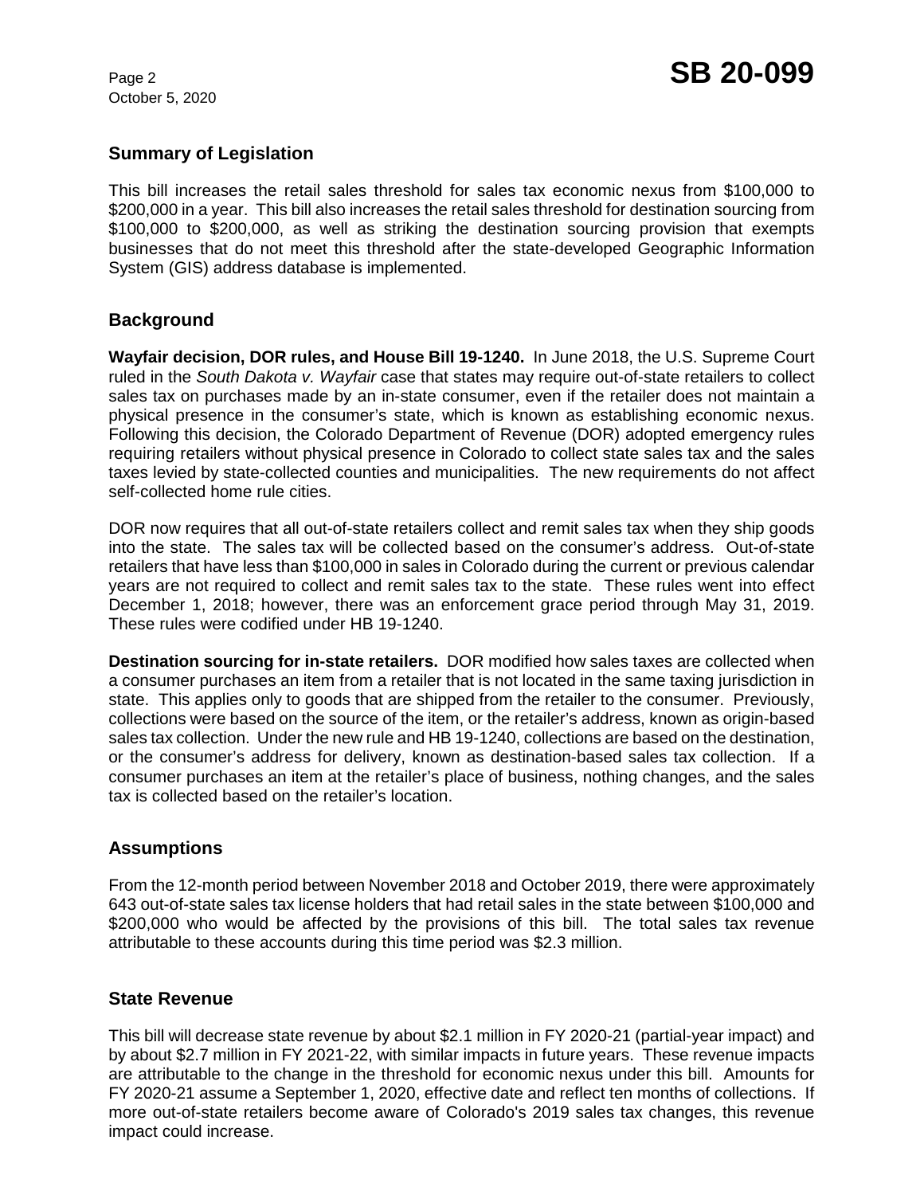## Summary of Legislation

This bill increases the retail sales threshold for sales tax economic nexus from $100,000 to $200,000 in a year. This bill also increases the retail sales threshold for destination sourcing from $100,000 to $200,000, as well as striking the destination sourcing provision that exempts businesses that do not meet this threshold after the state-developed Geographic Information System (GIS) address database is implemented.

## Background

**Wayfair decision, DOR rules, and House Bill 19-1240.** In June 2018, the U.S. Supreme Court ruled in the *South Dakota v. Wayfair* case that states may require out-of-state retailers to collect sales tax on purchases made by an in-state consumer, even if the retailer does not maintain a physical presence in the consumer's state, which is known as establishing economic nexus. Following this decision, the Colorado Department of Revenue (DOR) adopted emergency rules requiring retailers without physical presence in Colorado to collect state sales tax and the sales taxes levied by state-collected counties and municipalities. The new requirements do not affect self-collected home rule cities.

DOR now requires that all out-of-state retailers collect and remit sales tax when they ship goods into the state. The sales tax will be collected based on the consumer's address. Out-of-state retailers that have less than $100,000 in sales in Colorado during the current or previous calendar years are not required to collect and remit sales tax to the state. These rules went into effect December 1, 2018; however, there was an enforcement grace period through May 31, 2019. These rules were codified under HB 19-1240.

**Destination sourcing for in-state retailers.** DOR modified how sales taxes are collected when a consumer purchases an item from a retailer that is not located in the same taxing jurisdiction in state. This applies only to goods that are shipped from the retailer to the consumer. Previously, collections were based on the source of the item, or the retailer's address, known as origin-based sales tax collection. Under the new rule and HB 19-1240, collections are based on the destination, or the consumer's address for delivery, known as destination-based sales tax collection. If a consumer purchases an item at the retailer's place of business, nothing changes, and the sales tax is collected based on the retailer's location.

## Assumptions

From the 12-month period between November 2018 and October 2019, there were approximately 643 out-of-state sales tax license holders that had retail sales in the state between $100,000 and $200,000 who would be affected by the provisions of this bill. The total sales tax revenue attributable to these accounts during this time period was $2.3 million.

## State Revenue

This bill will decrease state revenue by about $2.1 million in FY 2020-21 (partial-year impact) and by about $2.7 million in FY 2021-22, with similar impacts in future years. These revenue impacts are attributable to the change in the threshold for economic nexus under this bill. Amounts for FY 2020-21 assume a September 1, 2020, effective date and reflect ten months of collections. If more out-of-state retailers become aware of Colorado's 2019 sales tax changes, this revenue impact could increase.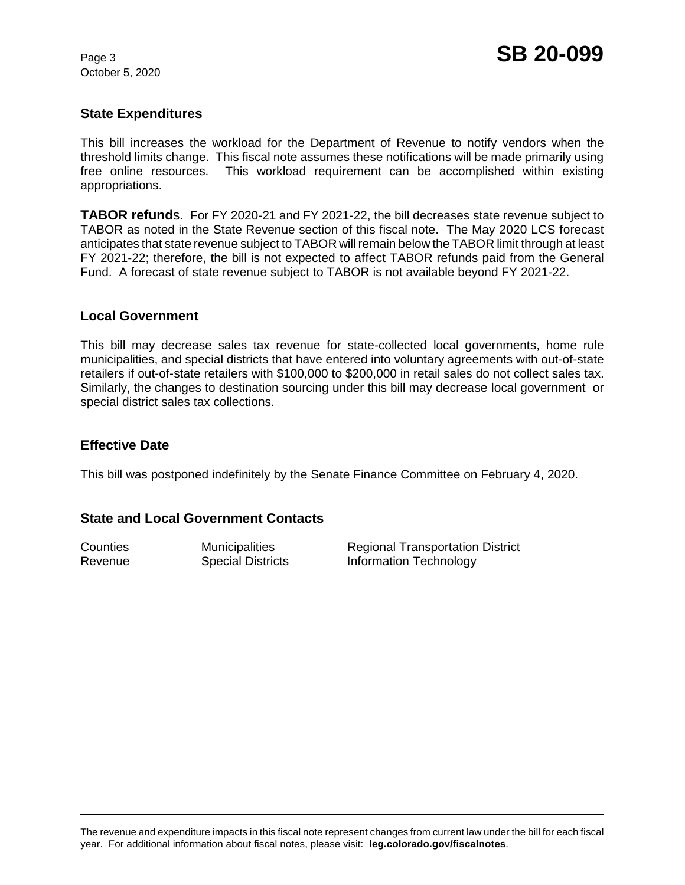## State Expenditures

This bill increases the workload for the Department of Revenue to notify vendors when the threshold limits change. This fiscal note assumes these notifications will be made primarily using free online resources. This workload requirement can be accomplished within existing appropriations.

**TABOR refund**s. For FY 2020-21 and FY 2021-22, the bill decreases state revenue subject to TABOR as noted in the State Revenue section of this fiscal note. The May 2020 LCS forecast anticipates that state revenue subject to TABOR will remain below the TABOR limit through at least FY 2021-22; therefore, the bill is not expected to affect TABOR refunds paid from the General Fund. A forecast of state revenue subject to TABOR is not available beyond FY 2021-22.

## Local Government

This bill may decrease sales tax revenue for state-collected local governments, home rule municipalities, and special districts that have entered into voluntary agreements with out-of-state retailers if out-of-state retailers with $100,000 to $200,000 in retail sales do not collect sales tax. Similarly, the changes to destination sourcing under this bill may decrease local government or special district sales tax collections.

## Effective Date

This bill was postponed indefinitely by the Senate Finance Committee on February 4, 2020.

## State and Local Government Contacts

| | | |
|---|---|---|
| Counties | Municipalities | Regional Transportation District |
| Revenue | Special Districts | Information Technology |

The revenue and expenditure impacts in this fiscal note represent changes from current law under the bill for each fiscal year. For additional information about fiscal notes, please visit: **leg.colorado.gov/fiscalnotes**.